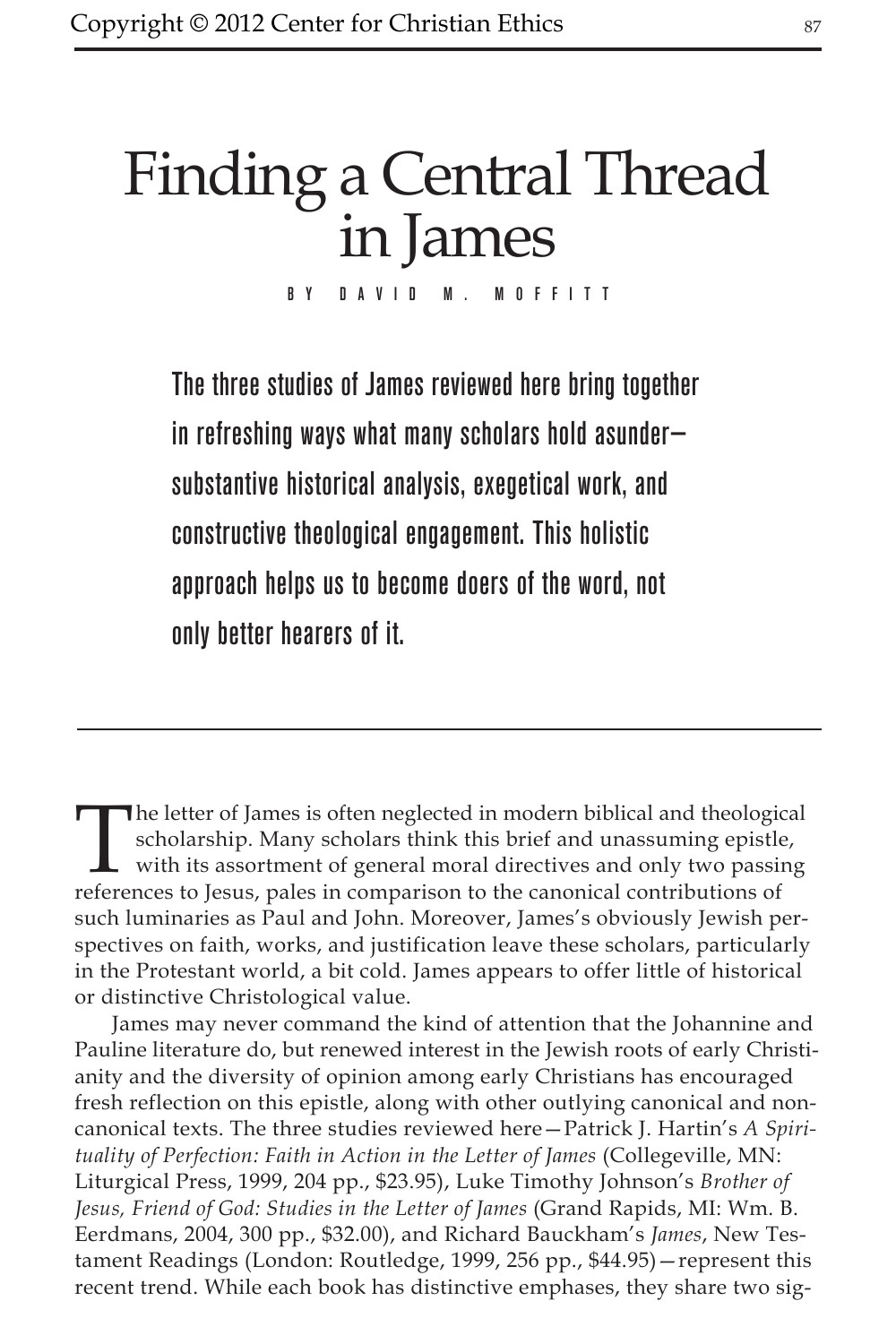# Finding a Central Thread in James

BY DAVID M. MOFFITT

**The three studies of James reviewed here bring together in refreshing ways what many scholars hold asunder—substantive historical analysis, exegetical work, and constructive theological engagement. This holistic approach helps us to become doers of the word, not only better hearers of it.**

---

The letter of James is often neglected in modern biblical and theological scholarship. Many scholars think this brief and unassuming epistle, with its assortment of general moral directives and only two passing references to Jesus, pales in comparison to the canonical contributions of such luminaries as Paul and John. Moreover, James's obviously Jewish perspectives on faith, works, and justification leave these scholars, particularly in the Protestant world, a bit cold. James appears to offer little of historical or distinctive Christological value.

James may never command the kind of attention that the Johannine and Pauline literature do, but renewed interest in the Jewish roots of early Christianity and the diversity of opinion among early Christians has encouraged fresh reflection on this epistle, along with other outlying canonical and non-canonical texts. The three studies reviewed here—Patrick J. Hartin's *A Spirituality of Perfection: Faith in Action in the Letter of James* (Collegeville, MN: Liturgical Press, 1999, 204 pp., $23.95), Luke Timothy Johnson's *Brother of Jesus, Friend of God: Studies in the Letter of James* (Grand Rapids, MI: Wm. B. Eerdmans, 2004, 300 pp., $32.00), and Richard Bauckham's *James*, New Testament Readings (London: Routledge, 1999, 256 pp., $44.95)—represent this recent trend. While each book has distinctive emphases, they share two sig-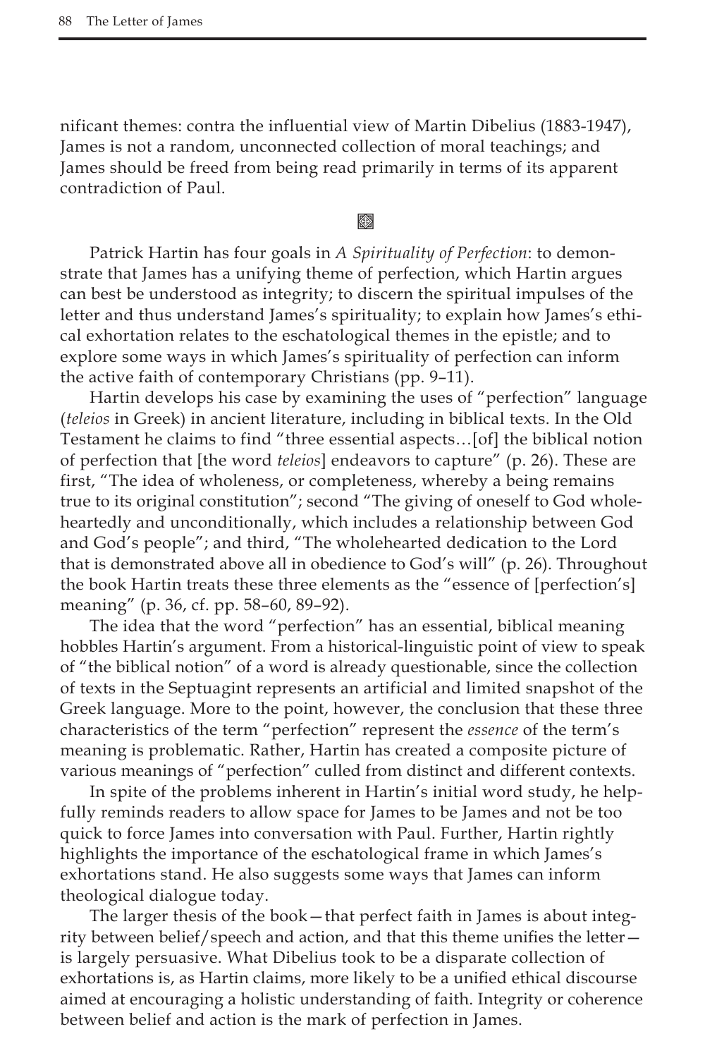nificant themes: contra the influential view of Martin Dibelius (1883-1947), James is not a random, unconnected collection of moral teachings; and James should be freed from being read primarily in terms of its apparent contradiction of Paul.

Patrick Hartin has four goals in *A Spirituality of Perfection*: to demonstrate that James has a unifying theme of perfection, which Hartin argues can best be understood as integrity; to discern the spiritual impulses of the letter and thus understand James's spirituality; to explain how James's ethical exhortation relates to the eschatological themes in the epistle; and to explore some ways in which James's spirituality of perfection can inform the active faith of contemporary Christians (pp. 9–11).

Hartin develops his case by examining the uses of "perfection" language (*teleios* in Greek) in ancient literature, including in biblical texts. In the Old Testament he claims to find "three essential aspects…[of] the biblical notion of perfection that [the word *teleios*] endeavors to capture" (p. 26). These are first, "The idea of wholeness, or completeness, whereby a being remains true to its original constitution"; second "The giving of oneself to God wholeheartedly and unconditionally, which includes a relationship between God and God's people"; and third, "The wholehearted dedication to the Lord that is demonstrated above all in obedience to God's will" (p. 26). Throughout the book Hartin treats these three elements as the "essence of [perfection's] meaning" (p. 36, cf. pp. 58–60, 89–92).

The idea that the word "perfection" has an essential, biblical meaning hobbles Hartin's argument. From a historical-linguistic point of view to speak of "the biblical notion" of a word is already questionable, since the collection of texts in the Septuagint represents an artificial and limited snapshot of the Greek language. More to the point, however, the conclusion that these three characteristics of the term "perfection" represent the *essence* of the term's meaning is problematic. Rather, Hartin has created a composite picture of various meanings of "perfection" culled from distinct and different contexts.

In spite of the problems inherent in Hartin's initial word study, he helpfully reminds readers to allow space for James to be James and not be too quick to force James into conversation with Paul. Further, Hartin rightly highlights the importance of the eschatological frame in which James's exhortations stand. He also suggests some ways that James can inform theological dialogue today.

The larger thesis of the book—that perfect faith in James is about integrity between belief/speech and action, and that this theme unifies the letter—is largely persuasive. What Dibelius took to be a disparate collection of exhortations is, as Hartin claims, more likely to be a unified ethical discourse aimed at encouraging a holistic understanding of faith. Integrity or coherence between belief and action is the mark of perfection in James.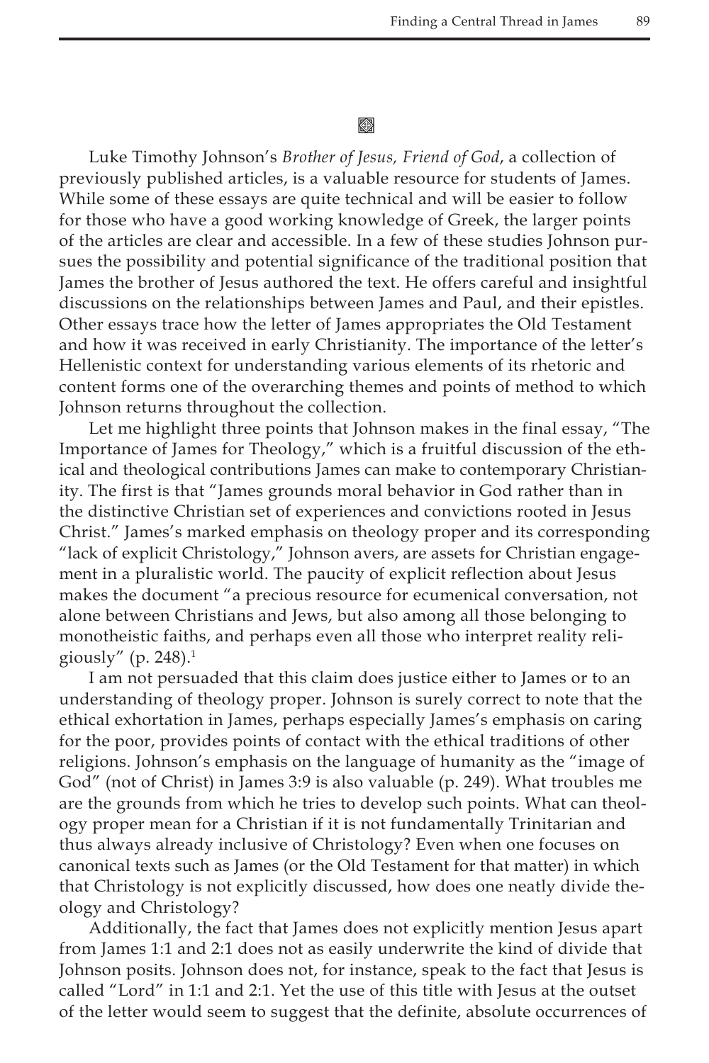Luke Timothy Johnson's *Brother of Jesus, Friend of God*, a collection of previously published articles, is a valuable resource for students of James. While some of these essays are quite technical and will be easier to follow for those who have a good working knowledge of Greek, the larger points of the articles are clear and accessible. In a few of these studies Johnson pursues the possibility and potential significance of the traditional position that James the brother of Jesus authored the text. He offers careful and insightful discussions on the relationships between James and Paul, and their epistles. Other essays trace how the letter of James appropriates the Old Testament and how it was received in early Christianity. The importance of the letter's Hellenistic context for understanding various elements of its rhetoric and content forms one of the overarching themes and points of method to which Johnson returns throughout the collection.

Let me highlight three points that Johnson makes in the final essay, "The Importance of James for Theology," which is a fruitful discussion of the ethical and theological contributions James can make to contemporary Christianity. The first is that "James grounds moral behavior in God rather than in the distinctive Christian set of experiences and convictions rooted in Jesus Christ." James's marked emphasis on theology proper and its corresponding "lack of explicit Christology," Johnson avers, are assets for Christian engagement in a pluralistic world. The paucity of explicit reflection about Jesus makes the document "a precious resource for ecumenical conversation, not alone between Christians and Jews, but also among all those belonging to monotheistic faiths, and perhaps even all those who interpret reality religiously" (p. 248).[1]

I am not persuaded that this claim does justice either to James or to an understanding of theology proper. Johnson is surely correct to note that the ethical exhortation in James, perhaps especially James's emphasis on caring for the poor, provides points of contact with the ethical traditions of other religions. Johnson's emphasis on the language of humanity as the "image of God" (not of Christ) in James 3:9 is also valuable (p. 249). What troubles me are the grounds from which he tries to develop such points. What can theology proper mean for a Christian if it is not fundamentally Trinitarian and thus always already inclusive of Christology? Even when one focuses on canonical texts such as James (or the Old Testament for that matter) in which that Christology is not explicitly discussed, how does one neatly divide theology and Christology?

Additionally, the fact that James does not explicitly mention Jesus apart from James 1:1 and 2:1 does not as easily underwrite the kind of divide that Johnson posits. Johnson does not, for instance, speak to the fact that Jesus is called "Lord" in 1:1 and 2:1. Yet the use of this title with Jesus at the outset of the letter would seem to suggest that the definite, absolute occurrences of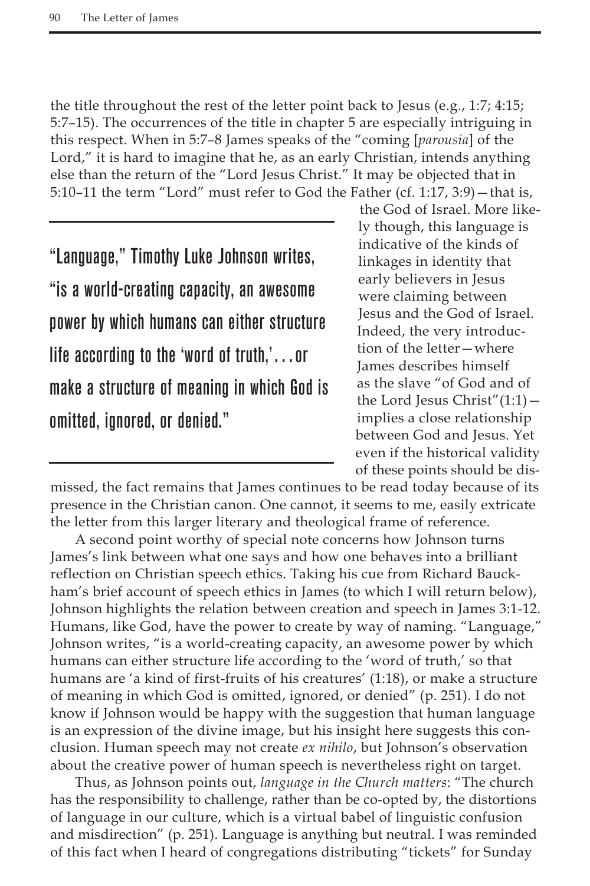the title throughout the rest of the letter point back to Jesus (e.g., 1:7; 4:15; 5:7–15). The occurrences of the title in chapter 5 are especially intriguing in this respect. When in 5:7–8 James speaks of the "coming [*parousia*] of the Lord," it is hard to imagine that he, as an early Christian, intends anything else than the return of the "Lord Jesus Christ." It may be objected that in 5:10–11 the term "Lord" must refer to God the Father (cf. 1:17, 3:9)—that is, the God of Israel. More likely though, this language is indicative of the kinds of linkages in identity that early believers in Jesus were claiming between Jesus and the God of Israel. Indeed, the very introduction of the letter—where James describes himself as the slave "of God and of the Lord Jesus Christ"(1:1)—implies a close relationship between God and Jesus. Yet even if the historical validity of these points should be dismissed, the fact remains that James continues to be read today because of its presence in the Christian canon. One cannot, it seems to me, easily extricate the letter from this larger literary and theological frame of reference.

> "Language," Timothy Luke Johnson writes, "is a world-creating capacity, an awesome power by which humans can either structure life according to the 'word of truth,'...or make a structure of meaning in which God is omitted, ignored, or denied."

A second point worthy of special note concerns how Johnson turns James's link between what one says and how one behaves into a brilliant reflection on Christian speech ethics. Taking his cue from Richard Bauckham's brief account of speech ethics in James (to which I will return below), Johnson highlights the relation between creation and speech in James 3:1-12. Humans, like God, have the power to create by way of naming. "Language," Johnson writes, "is a world-creating capacity, an awesome power by which humans can either structure life according to the 'word of truth,' so that humans are 'a kind of first-fruits of his creatures' (1:18), or make a structure of meaning in which God is omitted, ignored, or denied" (p. 251). I do not know if Johnson would be happy with the suggestion that human language is an expression of the divine image, but his insight here suggests this conclusion. Human speech may not create *ex nihilo*, but Johnson's observation about the creative power of human speech is nevertheless right on target.

Thus, as Johnson points out, *language in the Church matters*: "The church has the responsibility to challenge, rather than be co-opted by, the distortions of language in our culture, which is a virtual babel of linguistic confusion and misdirection" (p. 251). Language is anything but neutral. I was reminded of this fact when I heard of congregations distributing "tickets" for Sunday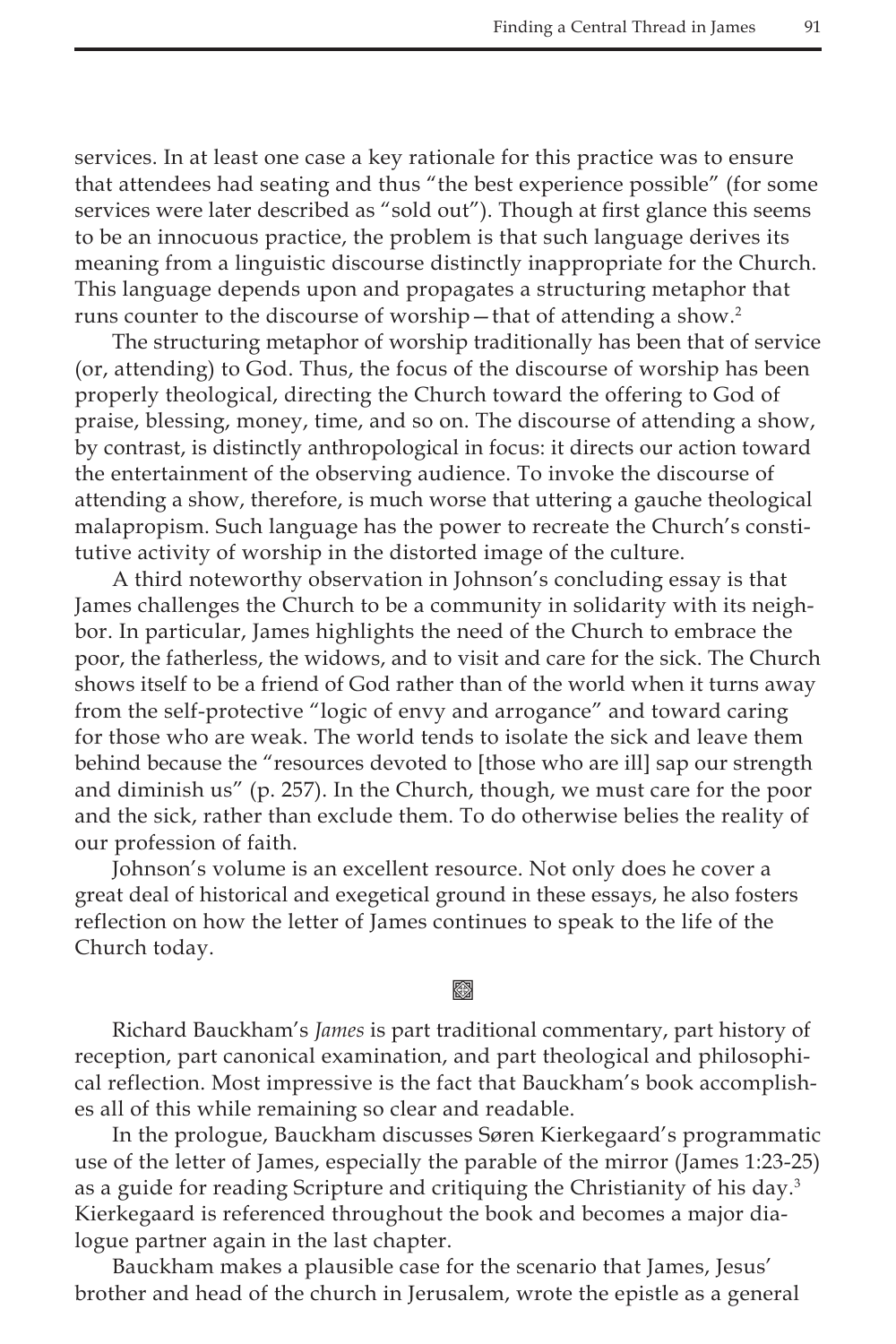services. In at least one case a key rationale for this practice was to ensure that attendees had seating and thus "the best experience possible" (for some services were later described as "sold out"). Though at first glance this seems to be an innocuous practice, the problem is that such language derives its meaning from a linguistic discourse distinctly inappropriate for the Church. This language depends upon and propagates a structuring metaphor that runs counter to the discourse of worship—that of attending a show.[2]

The structuring metaphor of worship traditionally has been that of service (or, attending) to God. Thus, the focus of the discourse of worship has been properly theological, directing the Church toward the offering to God of praise, blessing, money, time, and so on. The discourse of attending a show, by contrast, is distinctly anthropological in focus: it directs our action toward the entertainment of the observing audience. To invoke the discourse of attending a show, therefore, is much worse that uttering a gauche theological malapropism. Such language has the power to recreate the Church's constitutive activity of worship in the distorted image of the culture.

A third noteworthy observation in Johnson's concluding essay is that James challenges the Church to be a community in solidarity with its neighbor. In particular, James highlights the need of the Church to embrace the poor, the fatherless, the widows, and to visit and care for the sick. The Church shows itself to be a friend of God rather than of the world when it turns away from the self-protective "logic of envy and arrogance" and toward caring for those who are weak. The world tends to isolate the sick and leave them behind because the "resources devoted to [those who are ill] sap our strength and diminish us" (p. 257). In the Church, though, we must care for the poor and the sick, rather than exclude them. To do otherwise belies the reality of our profession of faith.

Johnson's volume is an excellent resource. Not only does he cover a great deal of historical and exegetical ground in these essays, he also fosters reflection on how the letter of James continues to speak to the life of the Church today.

Richard Bauckham's *James* is part traditional commentary, part history of reception, part canonical examination, and part theological and philosophical reflection. Most impressive is the fact that Bauckham's book accomplishes all of this while remaining so clear and readable.

In the prologue, Bauckham discusses Søren Kierkegaard's programmatic use of the letter of James, especially the parable of the mirror (James 1:23-25) as a guide for reading Scripture and critiquing the Christianity of his day.[3] Kierkegaard is referenced throughout the book and becomes a major dialogue partner again in the last chapter.

Bauckham makes a plausible case for the scenario that James, Jesus' brother and head of the church in Jerusalem, wrote the epistle as a general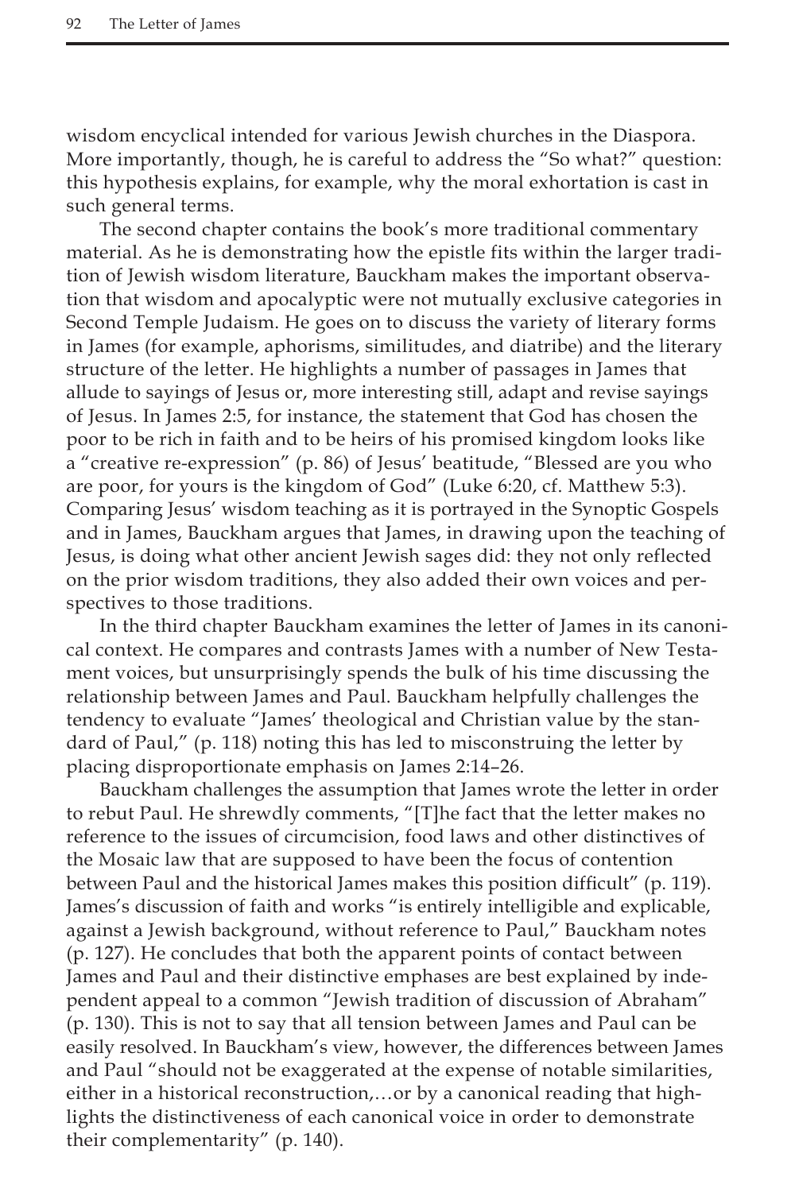wisdom encyclical intended for various Jewish churches in the Diaspora. More importantly, though, he is careful to address the "So what?" question: this hypothesis explains, for example, why the moral exhortation is cast in such general terms.

The second chapter contains the book's more traditional commentary material. As he is demonstrating how the epistle fits within the larger tradition of Jewish wisdom literature, Bauckham makes the important observation that wisdom and apocalyptic were not mutually exclusive categories in Second Temple Judaism. He goes on to discuss the variety of literary forms in James (for example, aphorisms, similitudes, and diatribe) and the literary structure of the letter. He highlights a number of passages in James that allude to sayings of Jesus or, more interesting still, adapt and revise sayings of Jesus. In James 2:5, for instance, the statement that God has chosen the poor to be rich in faith and to be heirs of his promised kingdom looks like a "creative re-expression" (p. 86) of Jesus' beatitude, "Blessed are you who are poor, for yours is the kingdom of God" (Luke 6:20, cf. Matthew 5:3). Comparing Jesus' wisdom teaching as it is portrayed in the Synoptic Gospels and in James, Bauckham argues that James, in drawing upon the teaching of Jesus, is doing what other ancient Jewish sages did: they not only reflected on the prior wisdom traditions, they also added their own voices and perspectives to those traditions.

In the third chapter Bauckham examines the letter of James in its canonical context. He compares and contrasts James with a number of New Testament voices, but unsurprisingly spends the bulk of his time discussing the relationship between James and Paul. Bauckham helpfully challenges the tendency to evaluate "James' theological and Christian value by the standard of Paul," (p. 118) noting this has led to misconstruing the letter by placing disproportionate emphasis on James 2:14–26.

Bauckham challenges the assumption that James wrote the letter in order to rebut Paul. He shrewdly comments, "[T]he fact that the letter makes no reference to the issues of circumcision, food laws and other distinctives of the Mosaic law that are supposed to have been the focus of contention between Paul and the historical James makes this position difficult" (p. 119). James's discussion of faith and works "is entirely intelligible and explicable, against a Jewish background, without reference to Paul," Bauckham notes (p. 127). He concludes that both the apparent points of contact between James and Paul and their distinctive emphases are best explained by independent appeal to a common "Jewish tradition of discussion of Abraham" (p. 130). This is not to say that all tension between James and Paul can be easily resolved. In Bauckham's view, however, the differences between James and Paul "should not be exaggerated at the expense of notable similarities, either in a historical reconstruction,…or by a canonical reading that highlights the distinctiveness of each canonical voice in order to demonstrate their complementarity" (p. 140).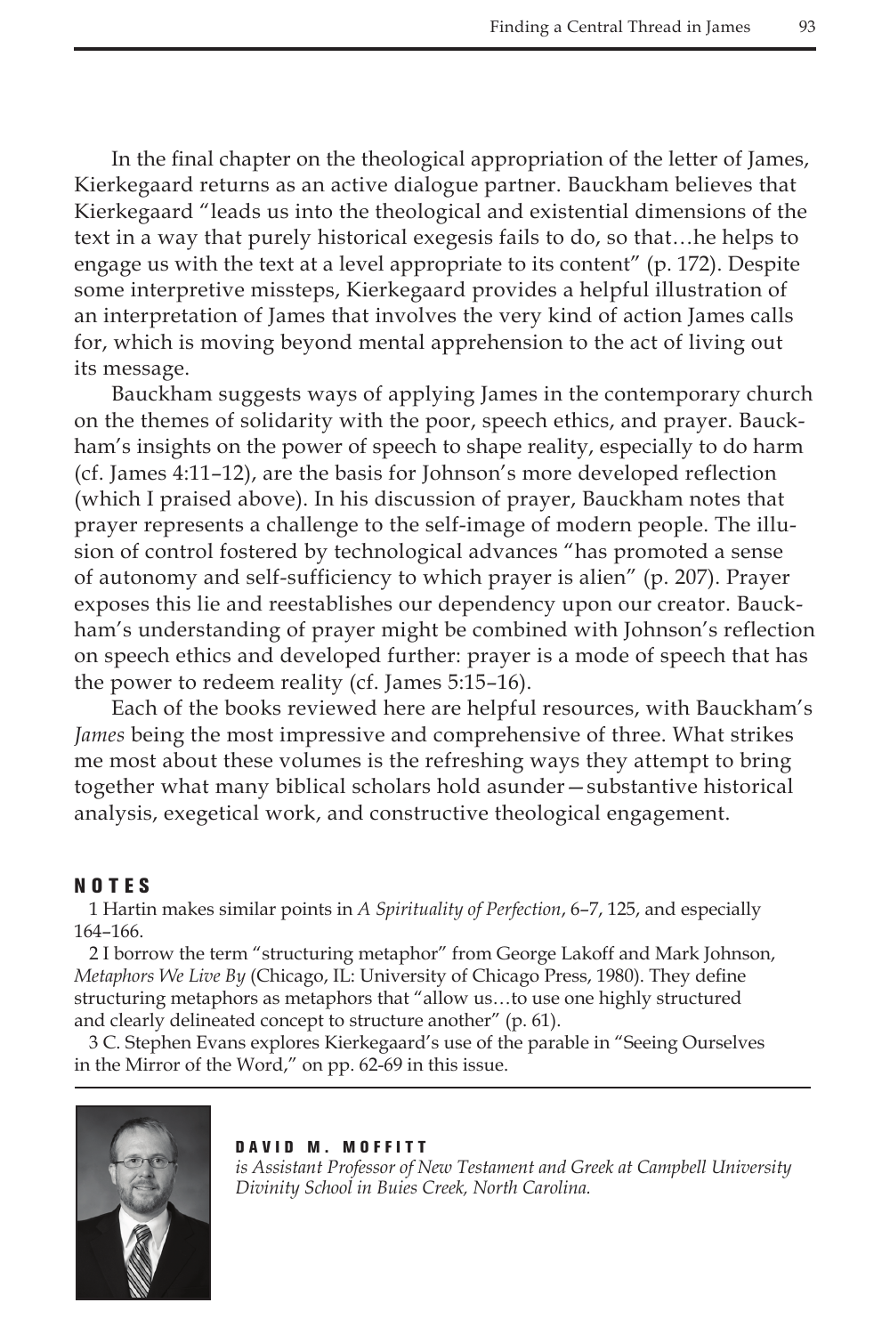In the final chapter on the theological appropriation of the letter of James, Kierkegaard returns as an active dialogue partner. Bauckham believes that Kierkegaard "leads us into the theological and existential dimensions of the text in a way that purely historical exegesis fails to do, so that…he helps to engage us with the text at a level appropriate to its content" (p. 172). Despite some interpretive missteps, Kierkegaard provides a helpful illustration of an interpretation of James that involves the very kind of action James calls for, which is moving beyond mental apprehension to the act of living out its message.

Bauckham suggests ways of applying James in the contemporary church on the themes of solidarity with the poor, speech ethics, and prayer. Bauckham's insights on the power of speech to shape reality, especially to do harm (cf. James 4:11–12), are the basis for Johnson's more developed reflection (which I praised above). In his discussion of prayer, Bauckham notes that prayer represents a challenge to the self-image of modern people. The illusion of control fostered by technological advances "has promoted a sense of autonomy and self-sufficiency to which prayer is alien" (p. 207). Prayer exposes this lie and reestablishes our dependency upon our creator. Bauckham's understanding of prayer might be combined with Johnson's reflection on speech ethics and developed further: prayer is a mode of speech that has the power to redeem reality (cf. James 5:15–16).

Each of the books reviewed here are helpful resources, with Bauckham's *James* being the most impressive and comprehensive of three. What strikes me most about these volumes is the refreshing ways they attempt to bring together what many biblical scholars hold asunder—substantive historical analysis, exegetical work, and constructive theological engagement.

## NOTES

1 Hartin makes similar points in *A Spirituality of Perfection*, 6–7, 125, and especially 164–166.

2 I borrow the term "structuring metaphor" from George Lakoff and Mark Johnson, *Metaphors We Live By* (Chicago, IL: University of Chicago Press, 1980). They define structuring metaphors as metaphors that "allow us…to use one highly structured and clearly delineated concept to structure another" (p. 61).

3 C. Stephen Evans explores Kierkegaard's use of the parable in "Seeing Ourselves in the Mirror of the Word," on pp. 62-69 in this issue.

**DAVID M. MOFFITT**
*is Assistant Professor of New Testament and Greek at Campbell University Divinity School in Buies Creek, North Carolina.*